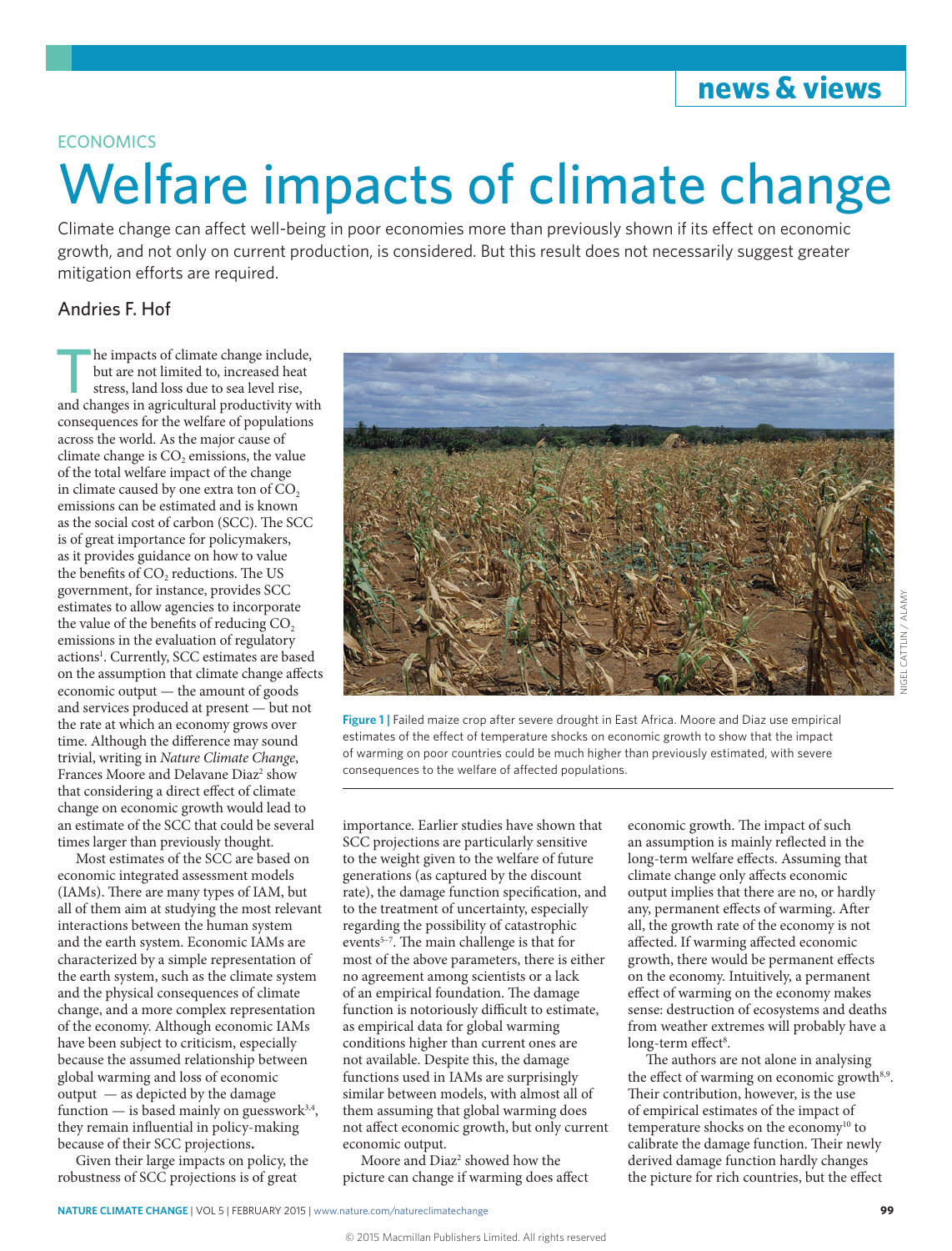ECONOMICS

# Welfare impacts of climate change

Climate change can affect well-being in poor economies more than previously shown if its effect on economic growth, and not only on current production, is considered. But this result does not necessarily suggest greater mitigation efforts are required.

### Andries F. Hof

The impacts of climate change include, but are not limited to, increased heat stress, land loss due to sea level rise, and changes in agricultural productivity with consequences for the welfare of populations across the world. As the major cause of climate change is $CO_2$ emissions, the value of the total welfare impact of the change in climate caused by one extra ton of $CO_2$ emissions can be estimated and is known as the social cost of carbon (SCC). The SCC is of great importance for policymakers, as it provides guidance on how to value the benefits of $CO_2$ reductions. The US government, for instance, provides SCC estimates to allow agencies to incorporate the value of the benefits of reducing $CO_2$ emissions in the evaluation of regulatory actions[1]. Currently, SCC estimates are based on the assumption that climate change affects economic output — the amount of goods and services produced at present — but not the rate at which an economy grows over time. Although the difference may sound trivial, writing in *Nature Climate Change*, Frances Moore and Delavane Diaz[2] show that considering a direct effect of climate change on economic growth would lead to an estimate of the SCC that could be several times larger than previously thought.

Most estimates of the SCC are based on economic integrated assessment models (IAMs). There are many types of IAM, but all of them aim at studying the most relevant interactions between the human system and the earth system. Economic IAMs are characterized by a simple representation of the earth system, such as the climate system and the physical consequences of climate change, and a more complex representation of the economy. Although economic IAMs have been subject to criticism, especially because the assumed relationship between global warming and loss of economic output — as depicted by the damage function — is based mainly on guesswork[3,4], they remain influential in policy-making because of their SCC projections**.**

Given their large impacts on policy, the robustness of SCC projections is of great importance. Earlier studies have shown that SCC projections are particularly sensitive to the weight given to the welfare of future generations (as captured by the discount rate), the damage function specification, and to the treatment of uncertainty, especially regarding the possibility of catastrophic events[5–7]. The main challenge is that for most of the above parameters, there is either no agreement among scientists or a lack of an empirical foundation. The damage function is notoriously difficult to estimate, as empirical data for global warming conditions higher than current ones are not available. Despite this, the damage functions used in IAMs are surprisingly similar between models, with almost all of them assuming that global warming does not affect economic growth, but only current economic output.

Moore and Diaz[2] showed how the picture can change if warming does affect economic growth. The impact of such an assumption is mainly reflected in the long-term welfare effects. Assuming that climate change only affects economic output implies that there are no, or hardly any, permanent effects of warming. After all, the growth rate of the economy is not affected. If warming affected economic growth, there would be permanent effects on the economy. Intuitively, a permanent effect of warming on the economy makes sense: destruction of ecosystems and deaths from weather extremes will probably have a long-term effect[8].

The authors are not alone in analysing the effect of warming on economic growth[8,9]. Their contribution, however, is the use of empirical estimates of the impact of temperature shocks on the economy[10] to calibrate the damage function. Their newly derived damage function hardly changes the picture for rich countries, but the effect

**Figure 1 |** Failed maize crop after severe drought in East Africa. Moore and Diaz use empirical estimates of the effect of temperature shocks on economic growth to show that the impact of warming on poor countries could be much higher than previously estimated, with severe consequences to the welfare of affected populations.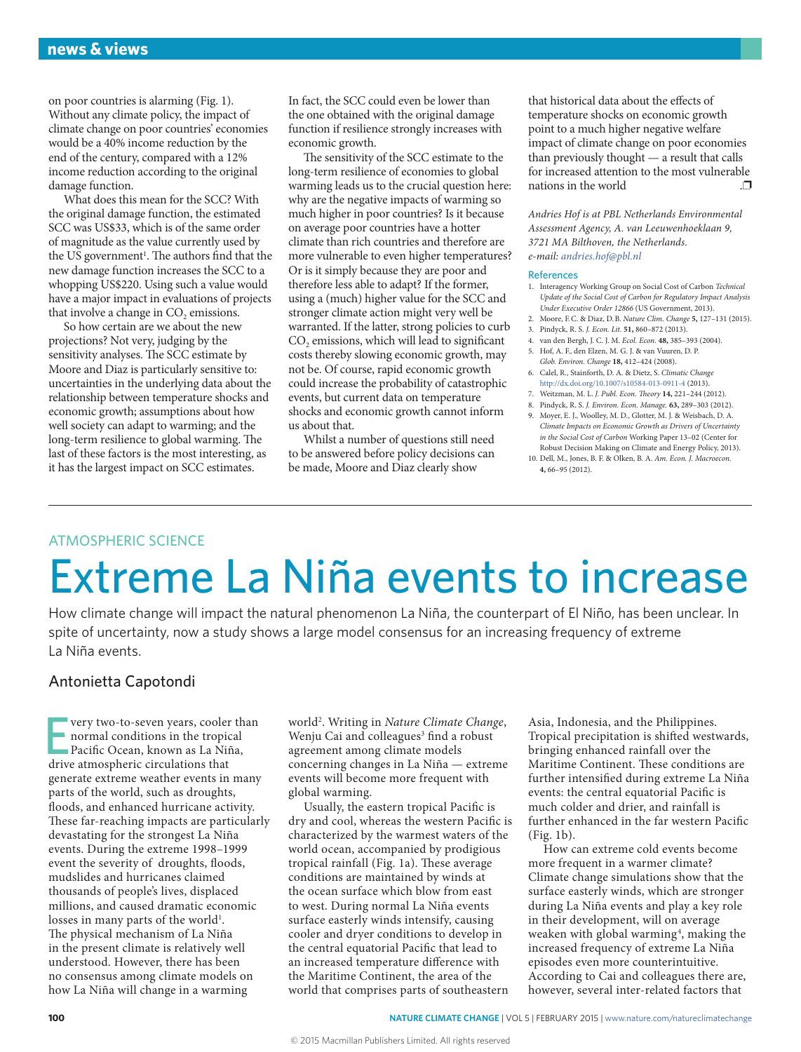on poor countries is alarming (Fig. 1). Without any climate policy, the impact of climate change on poor countries' economies would be a 40% income reduction by the end of the century, compared with a 12% income reduction according to the original damage function.

What does this mean for the SCC? With the original damage function, the estimated SCC was US$33, which is of the same order of magnitude as the value currently used by the US government[1]. The authors find that the new damage function increases the SCC to a whopping US$220. Using such a value would have a major impact in evaluations of projects that involve a change in $CO_2$ emissions.

So how certain are we about the new projections? Not very, judging by the sensitivity analyses. The SCC estimate by Moore and Diaz is particularly sensitive to: uncertainties in the underlying data about the relationship between temperature shocks and economic growth; assumptions about how well society can adapt to warming; and the long-term resilience to global warming. The last of these factors is the most interesting, as it has the largest impact on SCC estimates. In fact, the SCC could even be lower than the one obtained with the original damage function if resilience strongly increases with economic growth.

The sensitivity of the SCC estimate to the long-term resilience of economies to global warming leads us to the crucial question here: why are the negative impacts of warming so much higher in poor countries? Is it because on average poor countries have a hotter climate than rich countries and therefore are more vulnerable to even higher temperatures? Or is it simply because they are poor and therefore less able to adapt? If the former, using a (much) higher value for the SCC and stronger climate action might very well be warranted. If the latter, strong policies to curb $CO_2$ emissions, which will lead to significant costs thereby slowing economic growth, may not be. Of course, rapid economic growth could increase the probability of catastrophic events, but current data on temperature shocks and economic growth cannot inform us about that.

Whilst a number of questions still need to be answered before policy decisions can be made, Moore and Diaz clearly show that historical data about the effects of temperature shocks on economic growth point to a much higher negative welfare impact of climate change on poor economies than previously thought — a result that calls for increased attention to the most vulnerable nations in the world. ❐

*Andries Hof is at PBL Netherlands Environmental Assessment Agency, A. van Leeuwenhoeklaan 9, 3721 MA Bilthoven, the Netherlands.*
*e-mail: andries.hof@pbl.nl*

### References

1. Interagency Working Group on Social Cost of Carbon *Technical Update of the Social Cost of Carbon for Regulatory Impact Analysis Under Executive Order 12866* (US Government, 2013).
2. Moore, F.C. & Diaz, D.B. *Nature Clim. Change* **5**, 127–131 (2015).
3. Pindyck, R. S. *J. Econ. Lit.* **51**, 860–872 (2013).
4. van den Bergh, J. C. J. M. *Ecol. Econ.* **48**, 385–393 (2004).
5. Hof, A. F., den Elzen, M. G. J. & van Vuuren, D. P. *Glob. Environ. Change* **18**, 412–424 (2008).
6. Calel, R., Stainforth, D. A. & Dietz, S. *Climatic Change* http://dx.doi.org/10.1007/s10584-013-0911-4 (2013).
7. Weitzman, M. L. *J. Publ. Econ. Theory* **14**, 221–244 (2012).
8. Pindyck, R. S. *J. Environ. Econ. Manage.* **63**, 289–303 (2012).
9. Moyer, E. J., Woolley, M. D., Glotter, M. J. & Weisbach, D. A. *Climate Impacts on Economic Growth as Drivers of Uncertainty in the Social Cost of Carbon* Working Paper 13–02 (Center for Robust Decision Making on Climate and Energy Policy, 2013).
10. Dell, M., Jones, B. F. & Olken, B. A. *Am. Econ. J. Macroecon.* **4**, 66–95 (2012).

---

ATMOSPHERIC SCIENCE

# Extreme La Niña events to increase

How climate change will impact the natural phenomenon La Niña, the counterpart of El Niño, has been unclear. In spite of uncertainty, now a study shows a large model consensus for an increasing frequency of extreme La Niña events.

## Antonietta Capotondi

Every two-to-seven years, cooler than normal conditions in the tropical Pacific Ocean, known as La Niña, drive atmospheric circulations that generate extreme weather events in many parts of the world, such as droughts, floods, and enhanced hurricane activity. These far-reaching impacts are particularly devastating for the strongest La Niña events. During the extreme 1998–1999 event the severity of droughts, floods, mudslides and hurricanes claimed thousands of people's lives, displaced millions, and caused dramatic economic losses in many parts of the world[1]. The physical mechanism of La Niña in the present climate is relatively well understood. However, there has been no consensus among climate models on how La Niña will change in a warming world[2]. Writing in *Nature Climate Change*, Wenju Cai and colleagues[3] find a robust agreement among climate models concerning changes in La Niña — extreme events will become more frequent with global warming.

Usually, the eastern tropical Pacific is dry and cool, whereas the western Pacific is characterized by the warmest waters of the world ocean, accompanied by prodigious tropical rainfall (Fig. 1a). These average conditions are maintained by winds at the ocean surface which blow from east to west. During normal La Niña events surface easterly winds intensify, causing cooler and dryer conditions to develop in the central equatorial Pacific that lead to an increased temperature difference with the Maritime Continent, the area of the world that comprises parts of southeastern Asia, Indonesia, and the Philippines. Tropical precipitation is shifted westwards, bringing enhanced rainfall over the Maritime Continent. These conditions are further intensified during extreme La Niña events: the central equatorial Pacific is much colder and drier, and rainfall is further enhanced in the far western Pacific (Fig. 1b).

How can extreme cold events become more frequent in a warmer climate? Climate change simulations show that the surface easterly winds, which are stronger during La Niña events and play a key role in their development, will on average weaken with global warming[4], making the increased frequency of extreme La Niña episodes even more counterintuitive. According to Cai and colleagues there are, however, several inter-related factors that